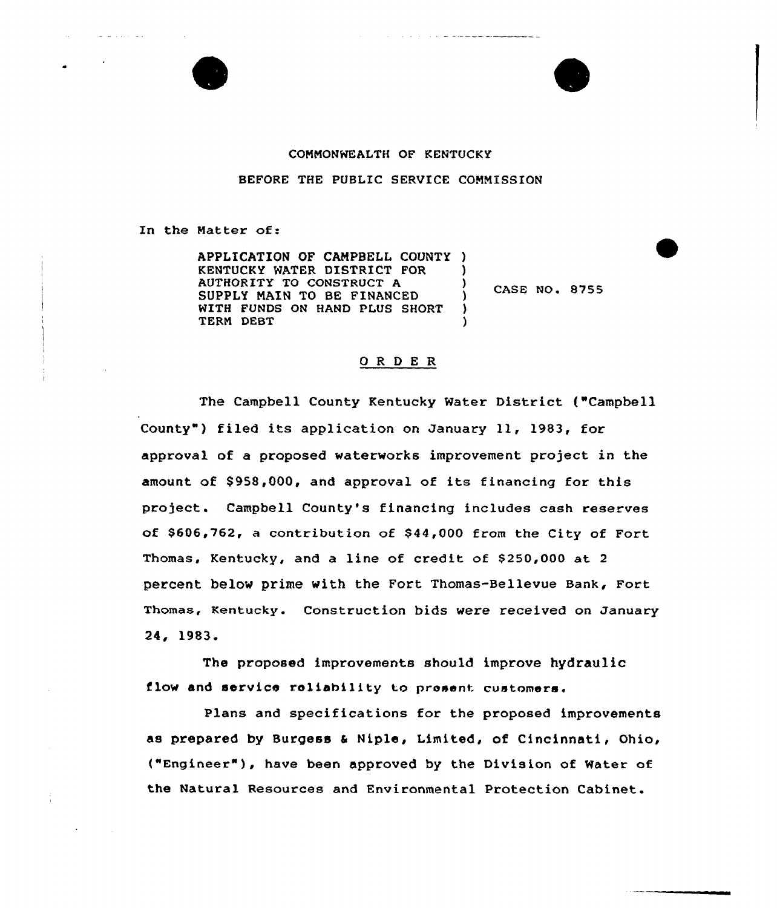COMMONWEALTH OF KENTUCKY

BEFORE THE PUBLIC SERVICE COMMISSION

In the Matter of:

APPLICATION OF CAMPBELL COUNTY KENTUCKY WATER DISTRICT FOR AUTHORITY TO CONSTRUCT A SUPPLY MAIN TO BE FINANCED WITH FUNDS ON HAND PLUS SHORT TERM DEBT ) CASE NO. 8755

O R D E R

The Campbell County Kentucky Water District ("Campbell County") filed its application on January 11, 1983, for approval of a proposed waterworks improvement project in the amount of $958,000, and approval of its financing for this project. Campbell County's financing includes cash reserves of $606,762, a contribution of $44,000 from the City of Fort Thomas, Kentucky, and a line of credit of $250,000 at 2 percent below prime with the Fort Thomas-Bellevue Bank, Fort Thomas, Kentucky. Construction bids were received on January 24, 1983.

The proposed improvements should improve hydraulic flow and service reliability to present customers.

Plans and specifications for the proposed improvements as prepared by Burgess & Niple, Limited, of Cincinnati, Ohio, ("Engineer"), have been approved by the Division of Water of the Natural Resources and Environmental Protection Cabinet.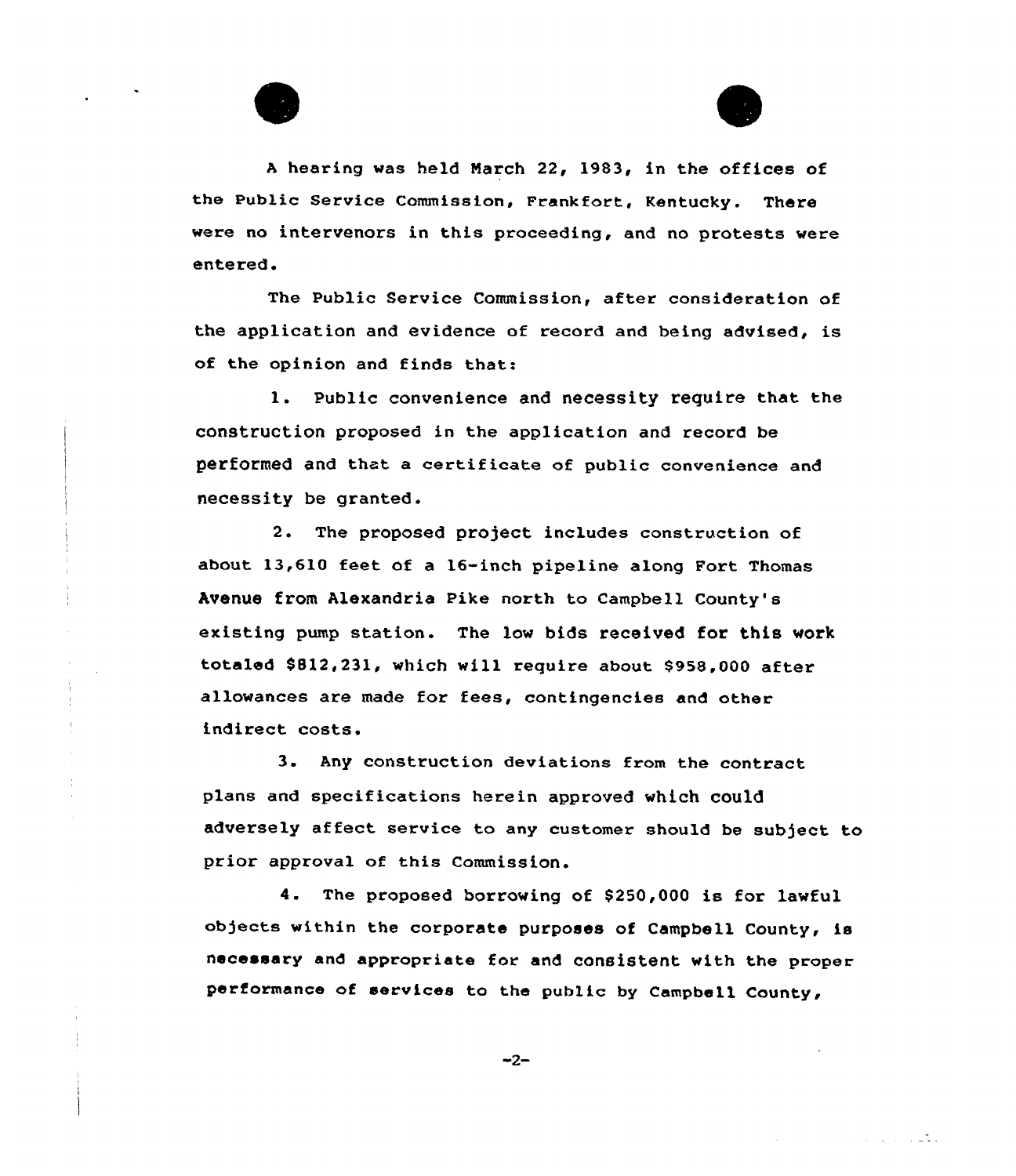A hearing was held March 22, 1983, in the offices of the Public Service Commission, Frankfort, Kentucky. There were no intervenors in this proceeding, and no protests were entered.

The Public Service Commission, after consideration of the application and evidence of record and being advised, is of the opinion and finds that:

1. Public convenience and necessity require that the construction proposed in the application and record be performed and that a certificate of public convenience and necessity be granted.

2. The proposed project includes construction of about 13,610 feet of a 16-inch pipeline along Fort Thomas Avenue from Alexandria Pike north to Campbell County's existing pump station. The low bids received for this work totaled $812,231, which will require about $958,000 after allowances are made for fees, contingencies and other indirect costs.

3. Any construction deviations from the contract plans and specifications herein approved which could adversely affect service to any customer should be subject to prior approval of this Commission.

4. The proposed borrowing of $250,000 is for lawful objects within the corporate purposes of Campbell County, is necessary and appropriate for and consistent with the proper performance of services to the public by Campbell County,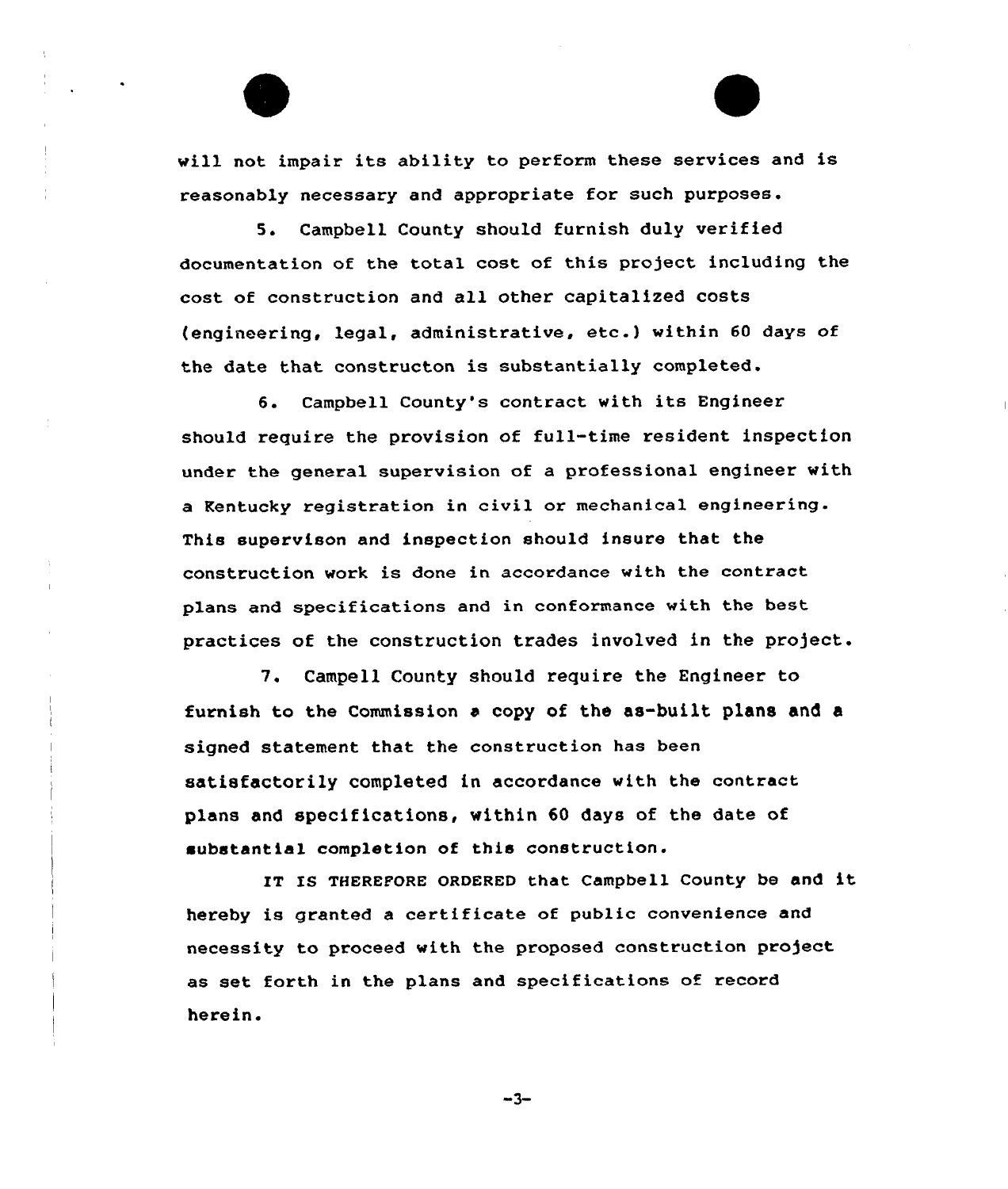will not impair its ability to perform these services and is reasonably necessary and appropriate for such purposes.

5. Campbell County should furnish duly verified documentation of the total cost of this project including the cost of construction and all other capitalized costs (engineering, legal, administrative, etc.) within 60 days of the date that constructon is substantially completed.

6. Campbell County's contract with its Engineer should require the provision of full-time resident inspection under the general supervision of a professional engineer with a Kentucky registration in civil or mechanical engineering. This supervison and inspection should insure that the construction work is done in accordance with the contract plans and specifications and in conformance with the best practices of the construction trades involved in the project.

7. Campell County should require the Engineer to furnish to the Commission a copy of the as-built plans and a signed statement that the construction has been satisfactorily completed in accordance with the contract plans and specifications, within 60 days of the date of substantial completion of this construction.

IT IS THEREFORE ORDERED that Campbell County be and it hereby is granted a certificate of public convenience and necessity to proceed with the proposed construction project as set forth in the plans and specifications of record herein.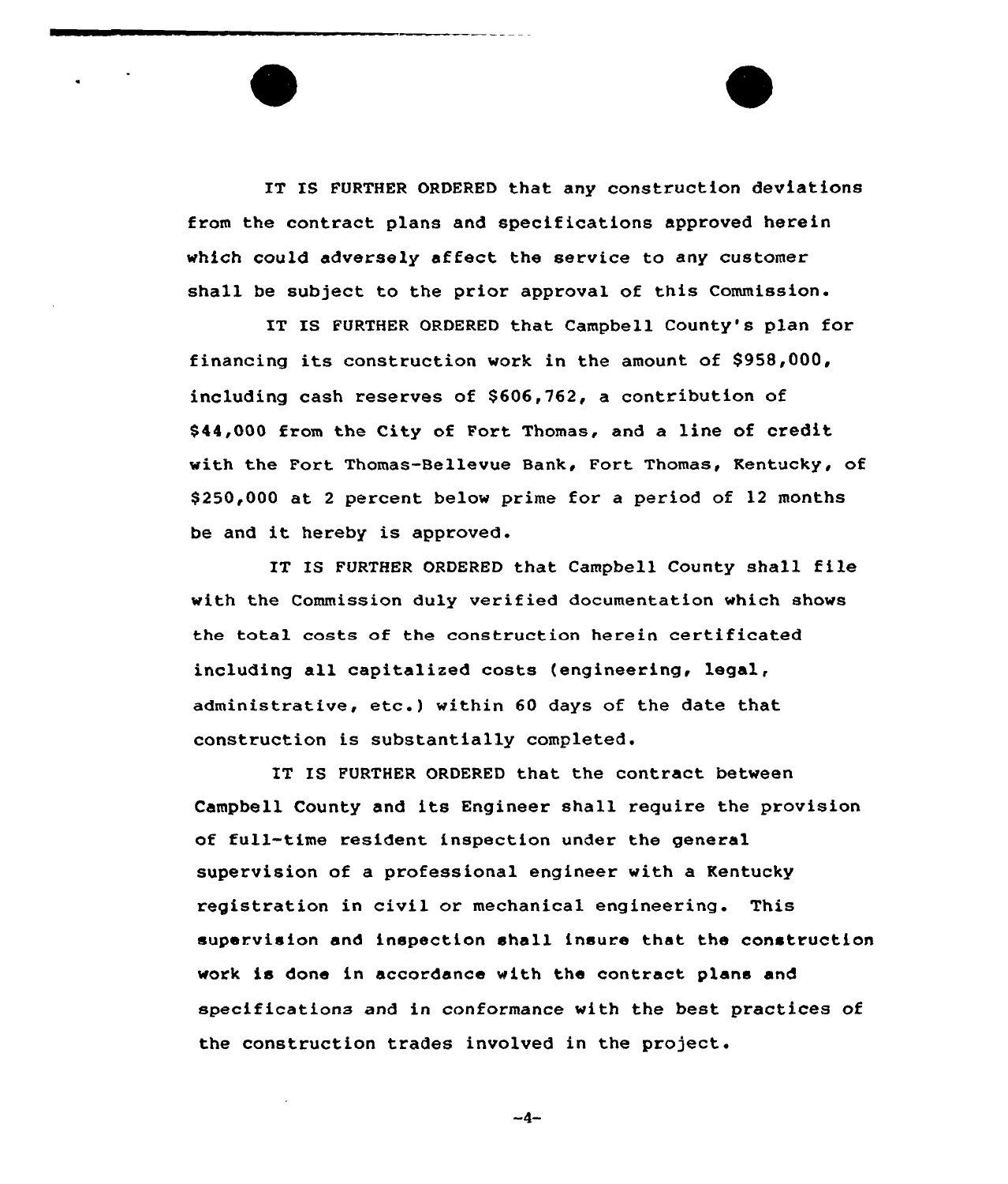IT IS FURTHER ORDERED that any construction deviations from the contract plans and specifications approved herein which could adversely affect the service to any customer shall be subject to the prior approval of this Commission.

IT IS FURTHER ORDERED that Campbell County's plan for financing its construction work in the amount of $958,000, including cash reserves of $606,762, a contribution of $44,000 from the City of Fort Thomas, and a line of credit with the Fort Thomas-Bellevue Bank, Fort Thomas, Kentucky, of $250,000 at 2 percent below prime for a period of 12 months be and it hereby is approved.

IT IS FURTHER ORDERED that Campbell County shall file with the Commission duly verified documentation which shows the total costs of the construction herein certificated including all capitalized costs (engineering, legal, administrative, etc.) within 60 days of the date that construction is substantially completed.

IT IS FURTHER ORDERED that the contract between Campbell County and its Engineer shall require the provision of full-time resident inspection under the general supervision of a professional engineer with a Kentucky registration in civil or mechanical engineering. This supervision and inspection shall insure that the construction work is done in accordance with the contract plans and specifications and in conformance with the best practices of the construction trades involved in the project.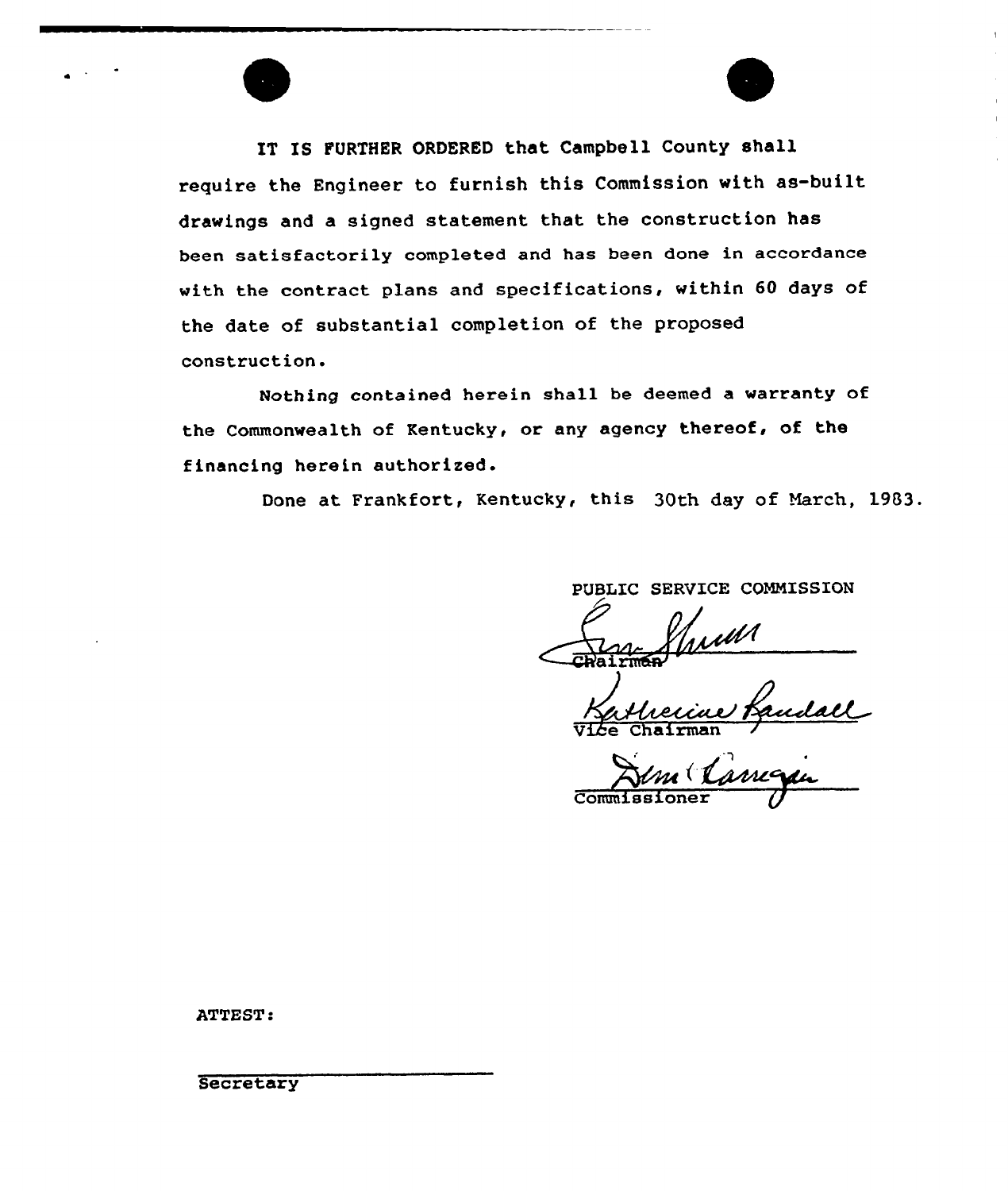IT IS FURTHER ORDERED that Campbell County shall require the Engineer to furnish this Commission with as-built drawings and a signed statement that the construction has been satisfactorily completed and has been done in accordance with the contract plans and specifications, within 60 days of the date of substantial completion of the proposed construction.

Nothing contained herein shall be deemed a warranty of the Commonwealth of Kentucky, or any agency thereof, of the financing herein authorized.

Done at Frankfort, Kentucky, this 30th day of March, 1983.

PUBLIC SERVICE COMMISSION

Chairman

Vice Chairman

Commissioner

ATTEST:

Secretary